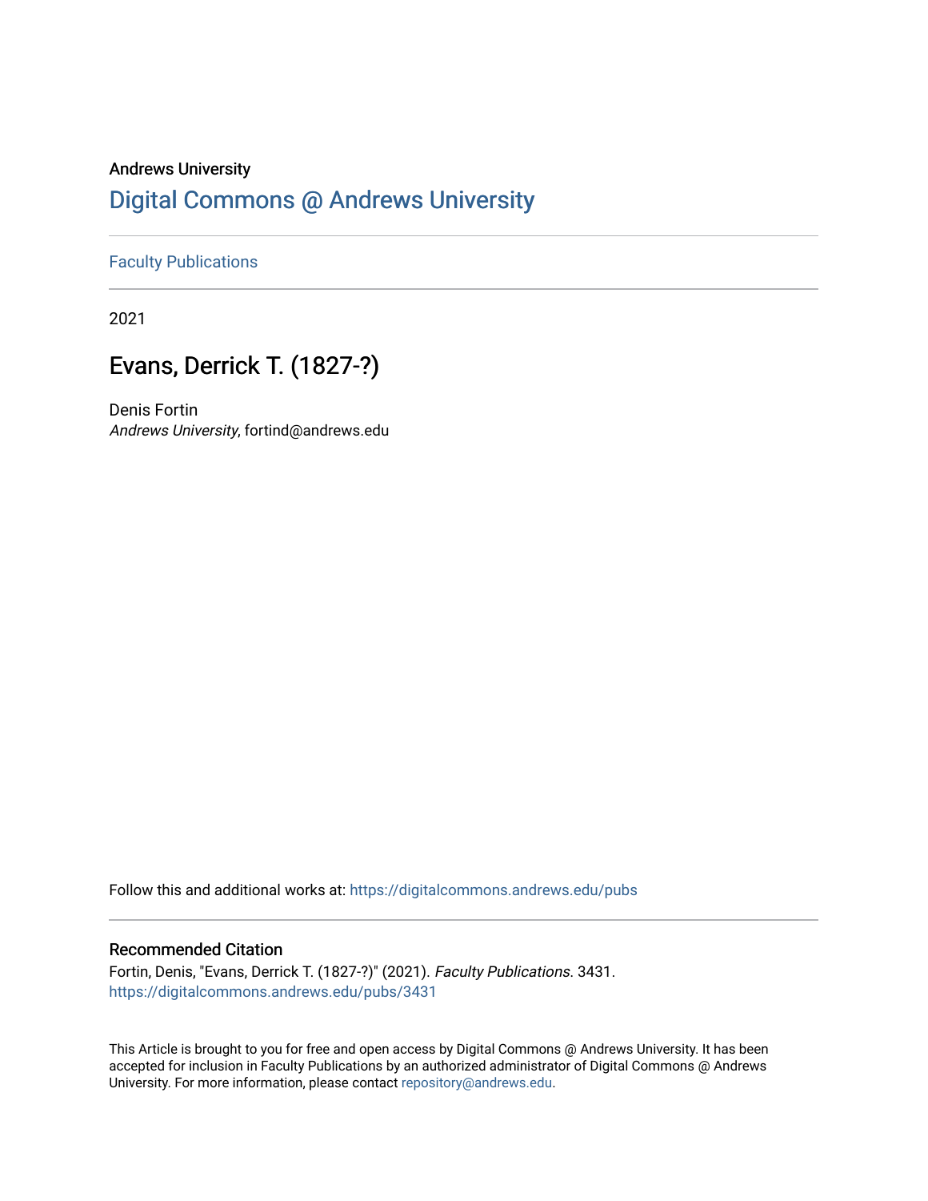Andrews University

# Digital Commons @ Andrews University

Faculty Publications

2021

## Evans, Derrick T. (1827-?)

Denis Fortin
*Andrews University*, fortind@andrews.edu

Follow this and additional works at: https://digitalcommons.andrews.edu/pubs

### Recommended Citation

Fortin, Denis, "Evans, Derrick T. (1827-?)" (2021). *Faculty Publications*. 3431.
https://digitalcommons.andrews.edu/pubs/3431

This Article is brought to you for free and open access by Digital Commons @ Andrews University. It has been accepted for inclusion in Faculty Publications by an authorized administrator of Digital Commons @ Andrews University. For more information, please contact repository@andrews.edu.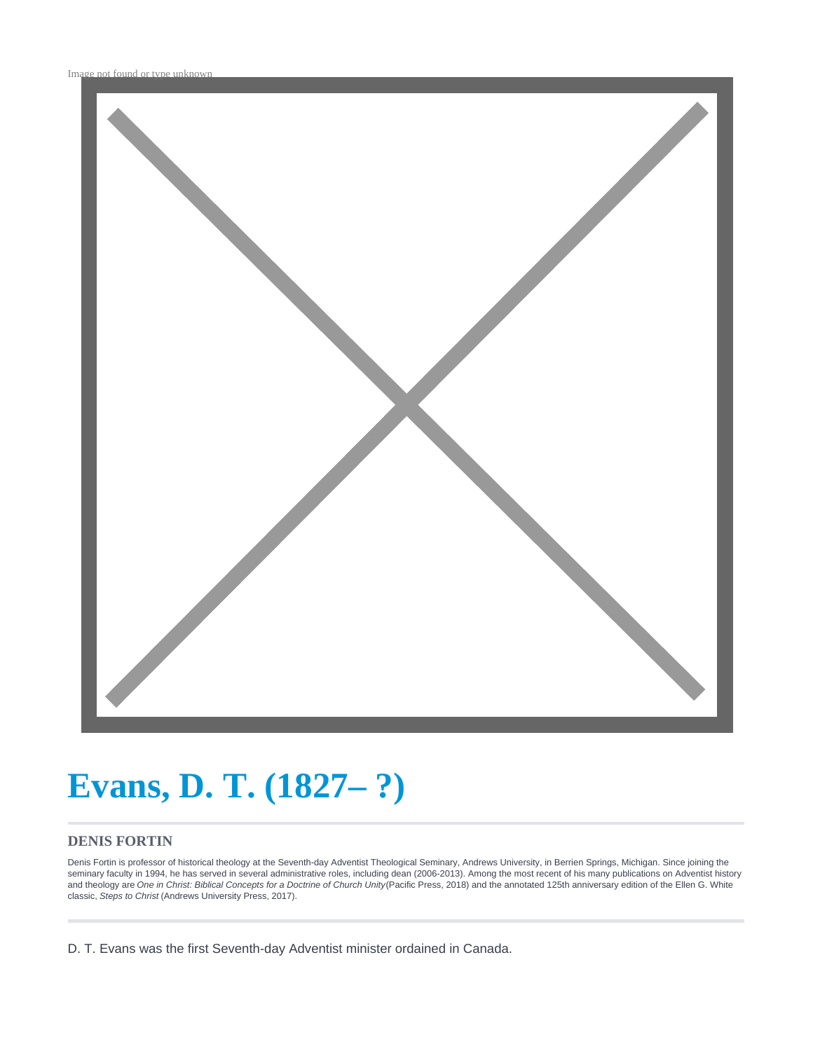Image not found or type unknown

# Evans, D. T. (1827– ?)

### DENIS FORTIN

Denis Fortin is professor of historical theology at the Seventh-day Adventist Theological Seminary, Andrews University, in Berrien Springs, Michigan. Since joining the seminary faculty in 1994, he has served in several administrative roles, including dean (2006-2013). Among the most recent of his many publications on Adventist history and theology are *One in Christ: Biblical Concepts for a Doctrine of Church Unity* (Pacific Press, 2018) and the annotated 125th anniversary edition of the Ellen G. White classic, *Steps to Christ* (Andrews University Press, 2017).

---

D. T. Evans was the first Seventh-day Adventist minister ordained in Canada.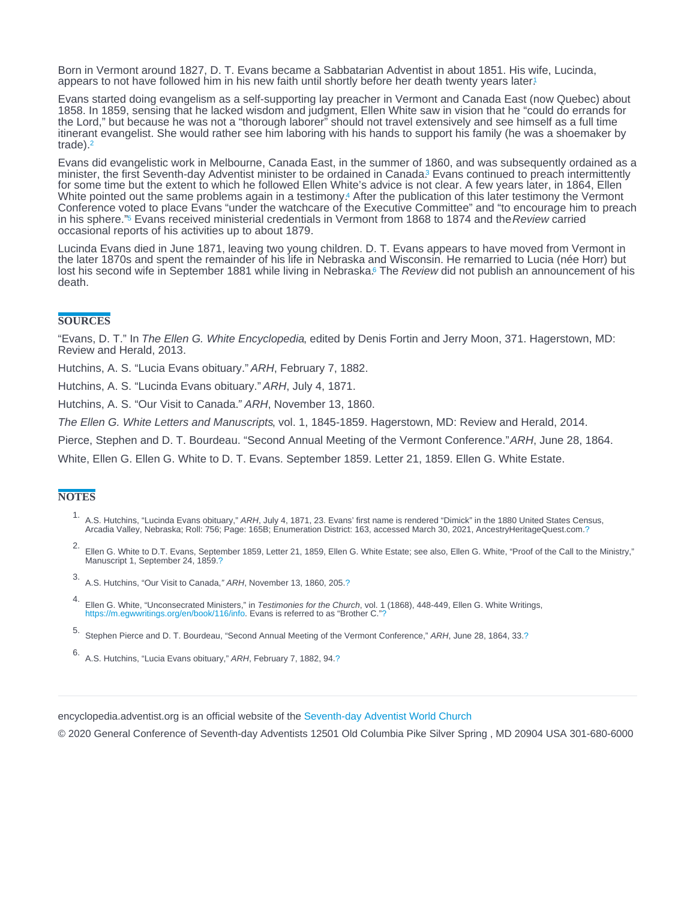Born in Vermont around 1827, D. T. Evans became a Sabbatarian Adventist in about 1851. His wife, Lucinda, appears to not have followed him in his new faith until shortly before her death twenty years later.[1]

Evans started doing evangelism as a self-supporting lay preacher in Vermont and Canada East (now Quebec) about 1858. In 1859, sensing that he lacked wisdom and judgment, Ellen White saw in vision that he "could do errands for the Lord," but because he was not a "thorough laborer" should not travel extensively and see himself as a full time itinerant evangelist. She would rather see him laboring with his hands to support his family (he was a shoemaker by trade).[2]

Evans did evangelistic work in Melbourne, Canada East, in the summer of 1860, and was subsequently ordained as a minister, the first Seventh-day Adventist minister to be ordained in Canada.[3] Evans continued to preach intermittently for some time but the extent to which he followed Ellen White's advice is not clear. A few years later, in 1864, Ellen White pointed out the same problems again in a testimony.[4] After the publication of this later testimony the Vermont Conference voted to place Evans "under the watchcare of the Executive Committee" and "to encourage him to preach in his sphere."[5] Evans received ministerial credentials in Vermont from 1868 to 1874 and the *Review* carried occasional reports of his activities up to about 1879.

Lucinda Evans died in June 1871, leaving two young children. D. T. Evans appears to have moved from Vermont in the later 1870s and spent the remainder of his life in Nebraska and Wisconsin. He remarried to Lucia (née Horr) but lost his second wife in September 1881 while living in Nebraska.[6] The *Review* did not publish an announcement of his death.

## SOURCES

"Evans, D. T." In *The Ellen G. White Encyclopedia*, edited by Denis Fortin and Jerry Moon, 371. Hagerstown, MD: Review and Herald, 2013.

Hutchins, A. S. "Lucia Evans obituary." *ARH*, February 7, 1882.

Hutchins, A. S. "Lucinda Evans obituary." *ARH*, July 4, 1871.

Hutchins, A. S. "Our Visit to Canada." *ARH*, November 13, 1860.

*The Ellen G. White Letters and Manuscripts*, vol. 1, 1845-1859. Hagerstown, MD: Review and Herald, 2014.

Pierce, Stephen and D. T. Bourdeau. "Second Annual Meeting of the Vermont Conference." *ARH*, June 28, 1864.

White, Ellen G. Ellen G. White to D. T. Evans. September 1859. Letter 21, 1859. Ellen G. White Estate.

## NOTES

1. A.S. Hutchins, "Lucinda Evans obituary," *ARH*, July 4, 1871, 23. Evans' first name is rendered "Dimick" in the 1880 United States Census, Arcadia Valley, Nebraska; Roll: 756; Page: 165B; Enumeration District: 163, accessed March 30, 2021, AncestryHeritageQuest.com.?
2. Ellen G. White to D.T. Evans, September 1859, Letter 21, 1859, Ellen G. White Estate; see also, Ellen G. White, "Proof of the Call to the Ministry," Manuscript 1, September 24, 1859.?
3. A.S. Hutchins, "Our Visit to Canada," *ARH*, November 13, 1860, 205.?
4. Ellen G. White, "Unconsecrated Ministers," in *Testimonies for the Church*, vol. 1 (1868), 448-449, Ellen G. White Writings, https://m.egwwritings.org/en/book/116/info. Evans is referred to as "Brother C."?
5. Stephen Pierce and D. T. Bourdeau, "Second Annual Meeting of the Vermont Conference," *ARH*, June 28, 1864, 33.?
6. A.S. Hutchins, "Lucia Evans obituary," *ARH*, February 7, 1882, 94.?

encyclopedia.adventist.org is an official website of the Seventh-day Adventist World Church

© 2020 General Conference of Seventh-day Adventists 12501 Old Columbia Pike Silver Spring , MD 20904 USA 301-680-6000